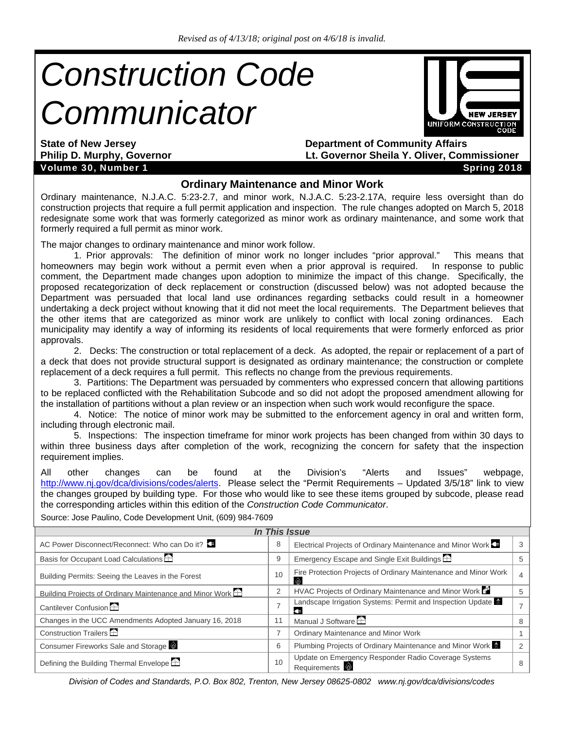*Revised as of 4/13/18; original post on 4/6/18 is invalid.*

# Construction Code Communicator

**State of New Jersey**
**Philip D. Murphy, Governor**

**Department of Community Affairs**
**Lt. Governor Sheila Y. Oliver, Commissioner**

**Volume 30, Number 1** **Spring 2018**

## Ordinary Maintenance and Minor Work

Ordinary maintenance, N.J.A.C. 5:23-2.7, and minor work, N.J.A.C. 5:23-2.17A, require less oversight than do construction projects that require a full permit application and inspection. The rule changes adopted on March 5, 2018 redesignate some work that was formerly categorized as minor work as ordinary maintenance, and some work that formerly required a full permit as minor work.

The major changes to ordinary maintenance and minor work follow.

1. Prior approvals: The definition of minor work no longer includes "prior approval." This means that homeowners may begin work without a permit even when a prior approval is required. In response to public comment, the Department made changes upon adoption to minimize the impact of this change. Specifically, the proposed recategorization of deck replacement or construction (discussed below) was not adopted because the Department was persuaded that local land use ordinances regarding setbacks could result in a homeowner undertaking a deck project without knowing that it did not meet the local requirements. The Department believes that the other items that are categorized as minor work are unlikely to conflict with local zoning ordinances. Each municipality may identify a way of informing its residents of local requirements that were formerly enforced as prior approvals.

2. Decks: The construction or total replacement of a deck. As adopted, the repair or replacement of a part of a deck that does not provide structural support is designated as ordinary maintenance; the construction or complete replacement of a deck requires a full permit. This reflects no change from the previous requirements.

3. Partitions: The Department was persuaded by commenters who expressed concern that allowing partitions to be replaced conflicted with the Rehabilitation Subcode and so did not adopt the proposed amendment allowing for the installation of partitions without a plan review or an inspection when such work would reconfigure the space.

4. Notice: The notice of minor work may be submitted to the enforcement agency in oral and written form, including through electronic mail.

5. Inspections: The inspection timeframe for minor work projects has been changed from within 30 days to within three business days after completion of the work, recognizing the concern for safety that the inspection requirement implies.

All other changes can be found at the Division's "Alerts and Issues" webpage, http://www.nj.gov/dca/divisions/codes/alerts. Please select the "Permit Requirements – Updated 3/5/18" link to view the changes grouped by building type. For those who would like to see these items grouped by subcode, please read the corresponding articles within this edition of the *Construction Code Communicator*.

Source: Jose Paulino, Code Development Unit, (609) 984-7609

| *In This Issue* | | | |
|---|---|---|---|
| AC Power Disconnect/Reconnect: Who can Do it? | 8 | Electrical Projects of Ordinary Maintenance and Minor Work | 3 |
| Basis for Occupant Load Calculations | 9 | Emergency Escape and Single Exit Buildings | 5 |
| Building Permits: Seeing the Leaves in the Forest | 10 | Fire Protection Projects of Ordinary Maintenance and Minor Work | 4 |
| Building Projects of Ordinary Maintenance and Minor Work | 2 | HVAC Projects of Ordinary Maintenance and Minor Work | 5 |
| Cantilever Confusion | 7 | Landscape Irrigation Systems: Permit and Inspection Update | 7 |
| Changes in the UCC Amendments Adopted January 16, 2018 | 11 | Manual J Software | 8 |
| Construction Trailers | 7 | Ordinary Maintenance and Minor Work | 1 |
| Consumer Fireworks Sale and Storage | 6 | Plumbing Projects of Ordinary Maintenance and Minor Work | 2 |
| Defining the Building Thermal Envelope | 10 | Update on Emergency Responder Radio Coverage Systems Requirements | 8 |

*Division of Codes and Standards, P.O. Box 802, Trenton, New Jersey 08625-0802 www.nj.gov/dca/divisions/codes*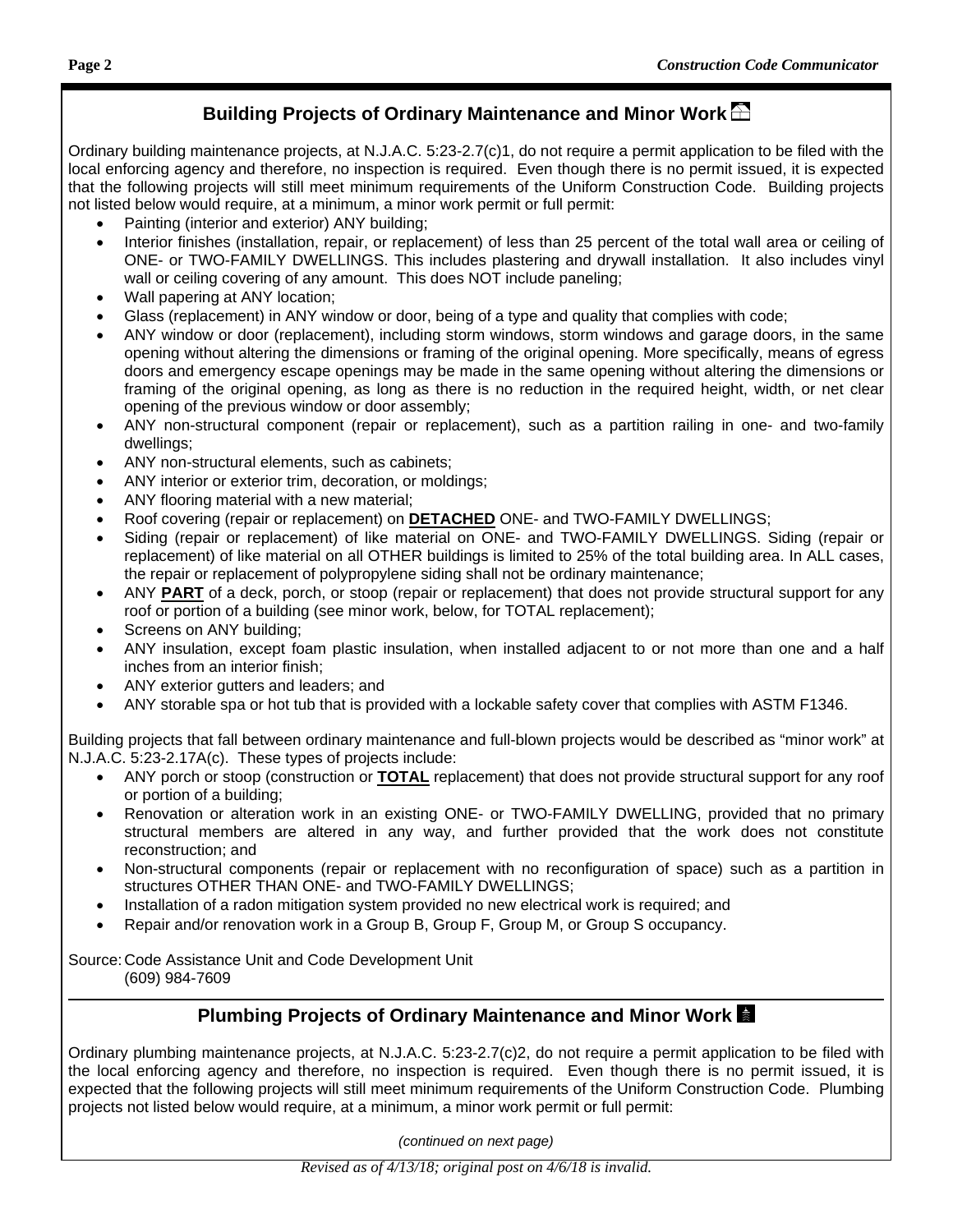## Building Projects of Ordinary Maintenance and Minor Work

Ordinary building maintenance projects, at N.J.A.C. 5:23-2.7(c)1, do not require a permit application to be filed with the local enforcing agency and therefore, no inspection is required. Even though there is no permit issued, it is expected that the following projects will still meet minimum requirements of the Uniform Construction Code. Building projects not listed below would require, at a minimum, a minor work permit or full permit:

- Painting (interior and exterior) ANY building;
- Interior finishes (installation, repair, or replacement) of less than 25 percent of the total wall area or ceiling of ONE- or TWO-FAMILY DWELLINGS. This includes plastering and drywall installation. It also includes vinyl wall or ceiling covering of any amount. This does NOT include paneling;
- Wall papering at ANY location;
- Glass (replacement) in ANY window or door, being of a type and quality that complies with code;
- ANY window or door (replacement), including storm windows, storm windows and garage doors, in the same opening without altering the dimensions or framing of the original opening. More specifically, means of egress doors and emergency escape openings may be made in the same opening without altering the dimensions or framing of the original opening, as long as there is no reduction in the required height, width, or net clear opening of the previous window or door assembly;
- ANY non-structural component (repair or replacement), such as a partition railing in one- and two-family dwellings;
- ANY non-structural elements, such as cabinets;
- ANY interior or exterior trim, decoration, or moldings;
- ANY flooring material with a new material;
- Roof covering (repair or replacement) on **DETACHED** ONE- and TWO-FAMILY DWELLINGS;
- Siding (repair or replacement) of like material on ONE- and TWO-FAMILY DWELLINGS. Siding (repair or replacement) of like material on all OTHER buildings is limited to 25% of the total building area. In ALL cases, the repair or replacement of polypropylene siding shall not be ordinary maintenance;
- ANY **PART** of a deck, porch, or stoop (repair or replacement) that does not provide structural support for any roof or portion of a building (see minor work, below, for TOTAL replacement);
- Screens on ANY building;
- ANY insulation, except foam plastic insulation, when installed adjacent to or not more than one and a half inches from an interior finish;
- ANY exterior gutters and leaders; and
- ANY storable spa or hot tub that is provided with a lockable safety cover that complies with ASTM F1346.

Building projects that fall between ordinary maintenance and full-blown projects would be described as "minor work" at N.J.A.C. 5:23-2.17A(c). These types of projects include:

- ANY porch or stoop (construction or **TOTAL** replacement) that does not provide structural support for any roof or portion of a building;
- Renovation or alteration work in an existing ONE- or TWO-FAMILY DWELLING, provided that no primary structural members are altered in any way, and further provided that the work does not constitute reconstruction; and
- Non-structural components (repair or replacement with no reconfiguration of space) such as a partition in structures OTHER THAN ONE- and TWO-FAMILY DWELLINGS;
- Installation of a radon mitigation system provided no new electrical work is required; and
- Repair and/or renovation work in a Group B, Group F, Group M, or Group S occupancy.

Source: Code Assistance Unit and Code Development Unit
(609) 984-7609

## Plumbing Projects of Ordinary Maintenance and Minor Work

Ordinary plumbing maintenance projects, at N.J.A.C. 5:23-2.7(c)2, do not require a permit application to be filed with the local enforcing agency and therefore, no inspection is required. Even though there is no permit issued, it is expected that the following projects will still meet minimum requirements of the Uniform Construction Code. Plumbing projects not listed below would require, at a minimum, a minor work permit or full permit:

*(continued on next page)*

*Revised as of 4/13/18; original post on 4/6/18 is invalid.*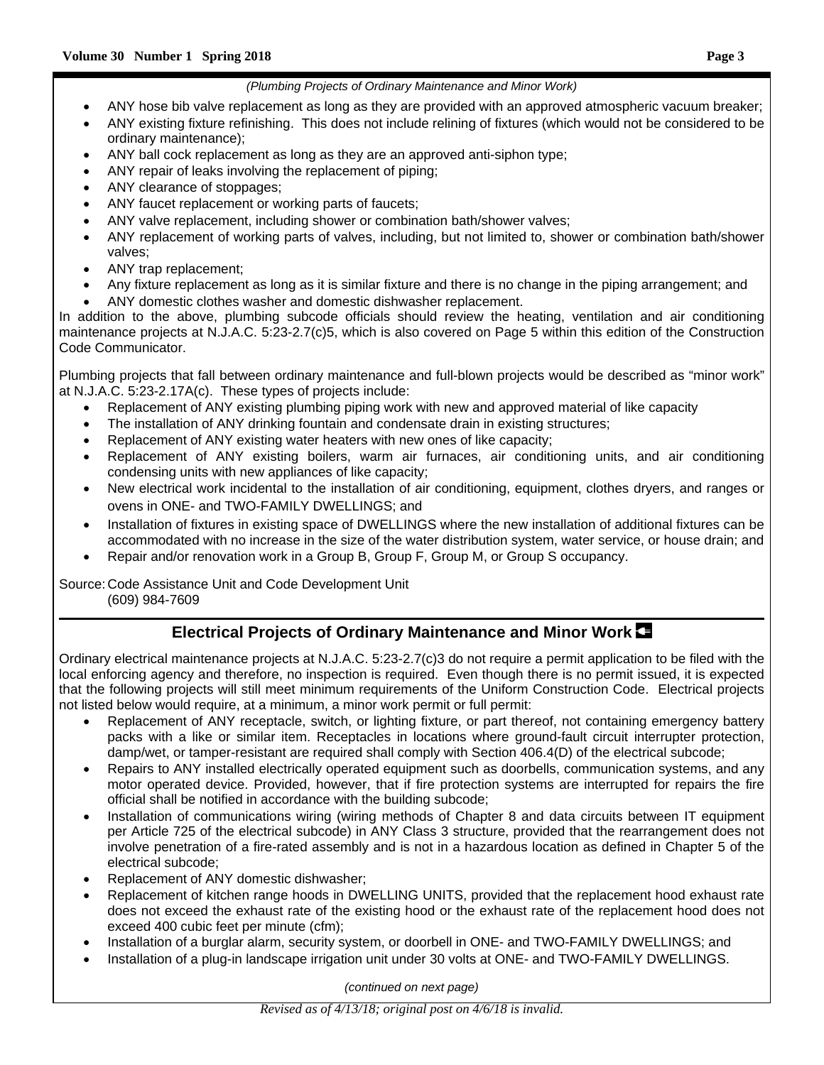*(Plumbing Projects of Ordinary Maintenance and Minor Work)*

- ANY hose bib valve replacement as long as they are provided with an approved atmospheric vacuum breaker;
- ANY existing fixture refinishing. This does not include relining of fixtures (which would not be considered to be ordinary maintenance);
- ANY ball cock replacement as long as they are an approved anti-siphon type;
- ANY repair of leaks involving the replacement of piping;
- ANY clearance of stoppages;
- ANY faucet replacement or working parts of faucets;
- ANY valve replacement, including shower or combination bath/shower valves;
- ANY replacement of working parts of valves, including, but not limited to, shower or combination bath/shower valves;
- ANY trap replacement;
- Any fixture replacement as long as it is similar fixture and there is no change in the piping arrangement; and
- ANY domestic clothes washer and domestic dishwasher replacement.

In addition to the above, plumbing subcode officials should review the heating, ventilation and air conditioning maintenance projects at N.J.A.C. 5:23-2.7(c)5, which is also covered on Page 5 within this edition of the Construction Code Communicator.

Plumbing projects that fall between ordinary maintenance and full-blown projects would be described as "minor work" at N.J.A.C. 5:23-2.17A(c). These types of projects include:

- Replacement of ANY existing plumbing piping work with new and approved material of like capacity
- The installation of ANY drinking fountain and condensate drain in existing structures;
- Replacement of ANY existing water heaters with new ones of like capacity;
- Replacement of ANY existing boilers, warm air furnaces, air conditioning units, and air conditioning condensing units with new appliances of like capacity;
- New electrical work incidental to the installation of air conditioning, equipment, clothes dryers, and ranges or ovens in ONE- and TWO-FAMILY DWELLINGS; and
- Installation of fixtures in existing space of DWELLINGS where the new installation of additional fixtures can be accommodated with no increase in the size of the water distribution system, water service, or house drain; and
- Repair and/or renovation work in a Group B, Group F, Group M, or Group S occupancy.

Source: Code Assistance Unit and Code Development Unit
(609) 984-7609

## Electrical Projects of Ordinary Maintenance and Minor Work

Ordinary electrical maintenance projects at N.J.A.C. 5:23-2.7(c)3 do not require a permit application to be filed with the local enforcing agency and therefore, no inspection is required. Even though there is no permit issued, it is expected that the following projects will still meet minimum requirements of the Uniform Construction Code. Electrical projects not listed below would require, at a minimum, a minor work permit or full permit:

- Replacement of ANY receptacle, switch, or lighting fixture, or part thereof, not containing emergency battery packs with a like or similar item. Receptacles in locations where ground-fault circuit interrupter protection, damp/wet, or tamper-resistant are required shall comply with Section 406.4(D) of the electrical subcode;
- Repairs to ANY installed electrically operated equipment such as doorbells, communication systems, and any motor operated device. Provided, however, that if fire protection systems are interrupted for repairs the fire official shall be notified in accordance with the building subcode;
- Installation of communications wiring (wiring methods of Chapter 8 and data circuits between IT equipment per Article 725 of the electrical subcode) in ANY Class 3 structure, provided that the rearrangement does not involve penetration of a fire-rated assembly and is not in a hazardous location as defined in Chapter 5 of the electrical subcode;
- Replacement of ANY domestic dishwasher;
- Replacement of kitchen range hoods in DWELLING UNITS, provided that the replacement hood exhaust rate does not exceed the exhaust rate of the existing hood or the exhaust rate of the replacement hood does not exceed 400 cubic feet per minute (cfm);
- Installation of a burglar alarm, security system, or doorbell in ONE- and TWO-FAMILY DWELLINGS; and
- Installation of a plug-in landscape irrigation unit under 30 volts at ONE- and TWO-FAMILY DWELLINGS.

*(continued on next page)*

*Revised as of 4/13/18; original post on 4/6/18 is invalid.*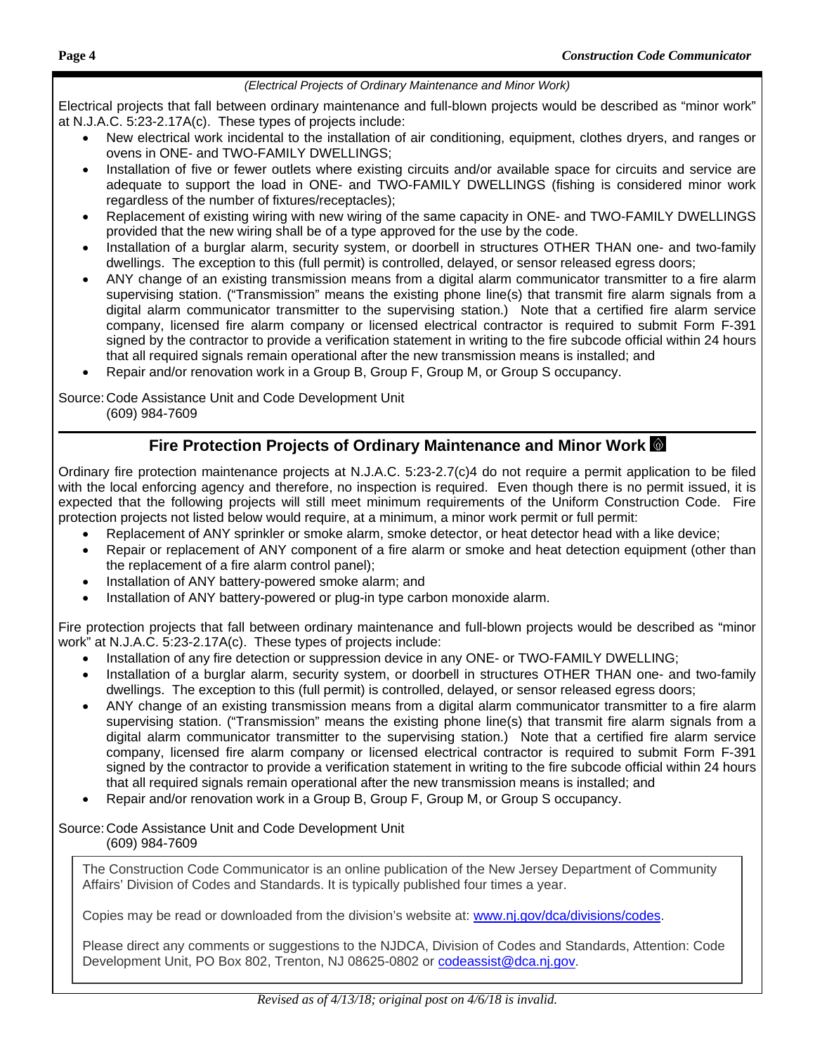*(Electrical Projects of Ordinary Maintenance and Minor Work)*

Electrical projects that fall between ordinary maintenance and full-blown projects would be described as "minor work" at N.J.A.C. 5:23-2.17A(c). These types of projects include:

- New electrical work incidental to the installation of air conditioning, equipment, clothes dryers, and ranges or ovens in ONE- and TWO-FAMILY DWELLINGS;
- Installation of five or fewer outlets where existing circuits and/or available space for circuits and service are adequate to support the load in ONE- and TWO-FAMILY DWELLINGS (fishing is considered minor work regardless of the number of fixtures/receptacles);
- Replacement of existing wiring with new wiring of the same capacity in ONE- and TWO-FAMILY DWELLINGS provided that the new wiring shall be of a type approved for the use by the code.
- Installation of a burglar alarm, security system, or doorbell in structures OTHER THAN one- and two-family dwellings. The exception to this (full permit) is controlled, delayed, or sensor released egress doors;
- ANY change of an existing transmission means from a digital alarm communicator transmitter to a fire alarm supervising station. ("Transmission" means the existing phone line(s) that transmit fire alarm signals from a digital alarm communicator transmitter to the supervising station.) Note that a certified fire alarm service company, licensed fire alarm company or licensed electrical contractor is required to submit Form F-391 signed by the contractor to provide a verification statement in writing to the fire subcode official within 24 hours that all required signals remain operational after the new transmission means is installed; and
- Repair and/or renovation work in a Group B, Group F, Group M, or Group S occupancy.

Source: Code Assistance Unit and Code Development Unit
(609) 984-7609

## Fire Protection Projects of Ordinary Maintenance and Minor Work

Ordinary fire protection maintenance projects at N.J.A.C. 5:23-2.7(c)4 do not require a permit application to be filed with the local enforcing agency and therefore, no inspection is required. Even though there is no permit issued, it is expected that the following projects will still meet minimum requirements of the Uniform Construction Code. Fire protection projects not listed below would require, at a minimum, a minor work permit or full permit:

- Replacement of ANY sprinkler or smoke alarm, smoke detector, or heat detector head with a like device;
- Repair or replacement of ANY component of a fire alarm or smoke and heat detection equipment (other than the replacement of a fire alarm control panel);
- Installation of ANY battery-powered smoke alarm; and
- Installation of ANY battery-powered or plug-in type carbon monoxide alarm.

Fire protection projects that fall between ordinary maintenance and full-blown projects would be described as "minor work" at N.J.A.C. 5:23-2.17A(c). These types of projects include:

- Installation of any fire detection or suppression device in any ONE- or TWO-FAMILY DWELLING;
- Installation of a burglar alarm, security system, or doorbell in structures OTHER THAN one- and two-family dwellings. The exception to this (full permit) is controlled, delayed, or sensor released egress doors;
- ANY change of an existing transmission means from a digital alarm communicator transmitter to a fire alarm supervising station. ("Transmission" means the existing phone line(s) that transmit fire alarm signals from a digital alarm communicator transmitter to the supervising station.) Note that a certified fire alarm service company, licensed fire alarm company or licensed electrical contractor is required to submit Form F-391 signed by the contractor to provide a verification statement in writing to the fire subcode official within 24 hours that all required signals remain operational after the new transmission means is installed; and
- Repair and/or renovation work in a Group B, Group F, Group M, or Group S occupancy.

Source: Code Assistance Unit and Code Development Unit
(609) 984-7609

---

The Construction Code Communicator is an online publication of the New Jersey Department of Community Affairs' Division of Codes and Standards. It is typically published four times a year.

Copies may be read or downloaded from the division's website at: www.nj.gov/dca/divisions/codes.

Please direct any comments or suggestions to the NJDCA, Division of Codes and Standards, Attention: Code Development Unit, PO Box 802, Trenton, NJ 08625-0802 or codeassist@dca.nj.gov.

---

*Revised as of 4/13/18; original post on 4/6/18 is invalid.*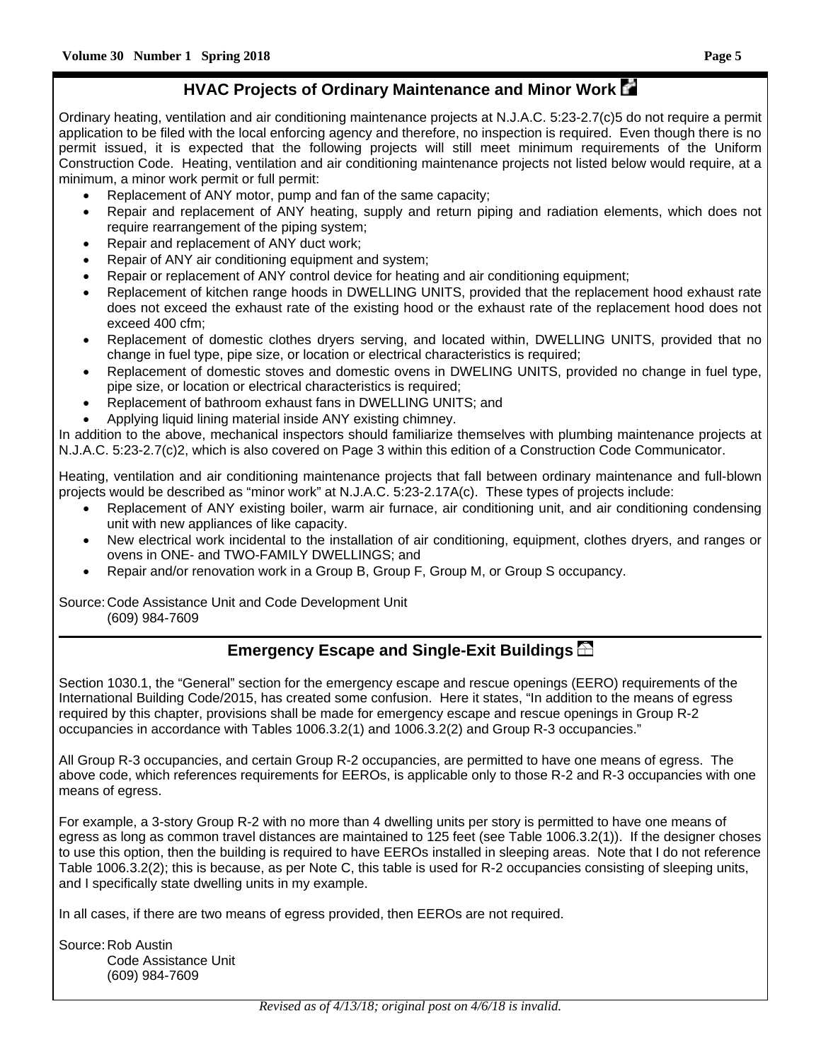## HVAC Projects of Ordinary Maintenance and Minor Work

Ordinary heating, ventilation and air conditioning maintenance projects at N.J.A.C. 5:23-2.7(c)5 do not require a permit application to be filed with the local enforcing agency and therefore, no inspection is required. Even though there is no permit issued, it is expected that the following projects will still meet minimum requirements of the Uniform Construction Code. Heating, ventilation and air conditioning maintenance projects not listed below would require, at a minimum, a minor work permit or full permit:

- Replacement of ANY motor, pump and fan of the same capacity;
- Repair and replacement of ANY heating, supply and return piping and radiation elements, which does not require rearrangement of the piping system;
- Repair and replacement of ANY duct work;
- Repair of ANY air conditioning equipment and system;
- Repair or replacement of ANY control device for heating and air conditioning equipment;
- Replacement of kitchen range hoods in DWELLING UNITS, provided that the replacement hood exhaust rate does not exceed the exhaust rate of the existing hood or the exhaust rate of the replacement hood does not exceed 400 cfm;
- Replacement of domestic clothes dryers serving, and located within, DWELLING UNITS, provided that no change in fuel type, pipe size, or location or electrical characteristics is required;
- Replacement of domestic stoves and domestic ovens in DWELING UNITS, provided no change in fuel type, pipe size, or location or electrical characteristics is required;
- Replacement of bathroom exhaust fans in DWELLING UNITS; and
- Applying liquid lining material inside ANY existing chimney.

In addition to the above, mechanical inspectors should familiarize themselves with plumbing maintenance projects at N.J.A.C. 5:23-2.7(c)2, which is also covered on Page 3 within this edition of a Construction Code Communicator.

Heating, ventilation and air conditioning maintenance projects that fall between ordinary maintenance and full-blown projects would be described as "minor work" at N.J.A.C. 5:23-2.17A(c). These types of projects include:

- Replacement of ANY existing boiler, warm air furnace, air conditioning unit, and air conditioning condensing unit with new appliances of like capacity.
- New electrical work incidental to the installation of air conditioning, equipment, clothes dryers, and ranges or ovens in ONE- and TWO-FAMILY DWELLINGS; and
- Repair and/or renovation work in a Group B, Group F, Group M, or Group S occupancy.

Source: Code Assistance Unit and Code Development Unit
(609) 984-7609

## Emergency Escape and Single-Exit Buildings

Section 1030.1, the "General" section for the emergency escape and rescue openings (EERO) requirements of the International Building Code/2015, has created some confusion. Here it states, "In addition to the means of egress required by this chapter, provisions shall be made for emergency escape and rescue openings in Group R-2 occupancies in accordance with Tables 1006.3.2(1) and 1006.3.2(2) and Group R-3 occupancies."

All Group R-3 occupancies, and certain Group R-2 occupancies, are permitted to have one means of egress. The above code, which references requirements for EEROs, is applicable only to those R-2 and R-3 occupancies with one means of egress.

For example, a 3-story Group R-2 with no more than 4 dwelling units per story is permitted to have one means of egress as long as common travel distances are maintained to 125 feet (see Table 1006.3.2(1)). If the designer choses to use this option, then the building is required to have EEROs installed in sleeping areas. Note that I do not reference Table 1006.3.2(2); this is because, as per Note C, this table is used for R-2 occupancies consisting of sleeping units, and I specifically state dwelling units in my example.

In all cases, if there are two means of egress provided, then EEROs are not required.

Source: Rob Austin
Code Assistance Unit
(609) 984-7609

*Revised as of 4/13/18; original post on 4/6/18 is invalid.*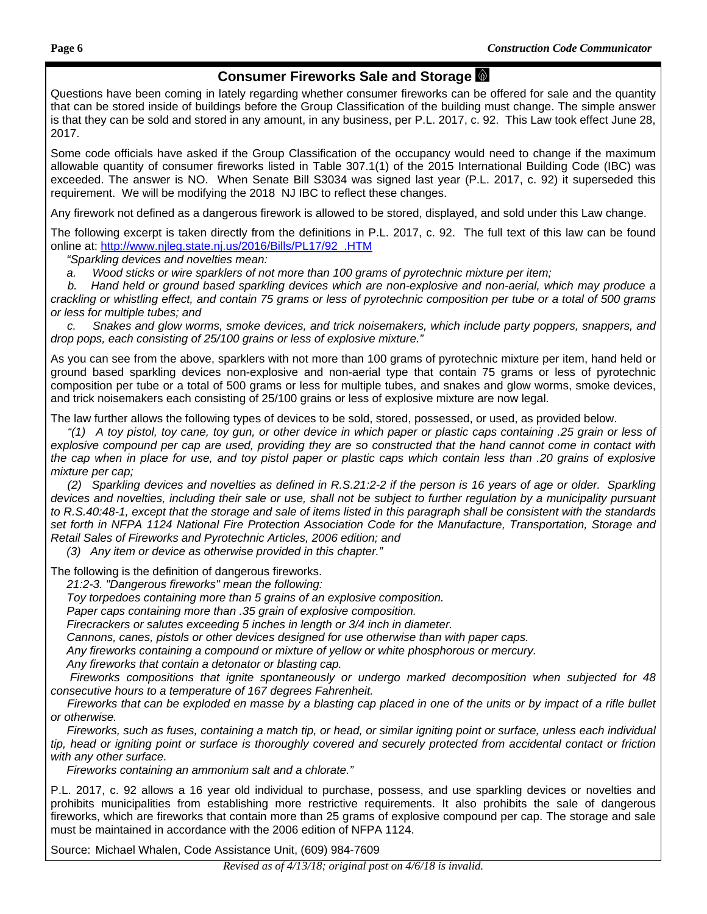## Consumer Fireworks Sale and Storage

Questions have been coming in lately regarding whether consumer fireworks can be offered for sale and the quantity that can be stored inside of buildings before the Group Classification of the building must change. The simple answer is that they can be sold and stored in any amount, in any business, per P.L. 2017, c. 92. This Law took effect June 28, 2017.

Some code officials have asked if the Group Classification of the occupancy would need to change if the maximum allowable quantity of consumer fireworks listed in Table 307.1(1) of the 2015 International Building Code (IBC) was exceeded. The answer is NO. When Senate Bill S3034 was signed last year (P.L. 2017, c. 92) it superseded this requirement. We will be modifying the 2018 NJ IBC to reflect these changes.

Any firework not defined as a dangerous firework is allowed to be stored, displayed, and sold under this Law change.

The following excerpt is taken directly from the definitions in P.L. 2017, c. 92. The full text of this law can be found online at: http://www.njleg.state.nj.us/2016/Bills/PL17/92_.HTM

*"Sparkling devices and novelties mean:*

*a. Wood sticks or wire sparklers of not more than 100 grams of pyrotechnic mixture per item;*

*b. Hand held or ground based sparkling devices which are non-explosive and non-aerial, which may produce a crackling or whistling effect, and contain 75 grams or less of pyrotechnic composition per tube or a total of 500 grams or less for multiple tubes; and*

*c. Snakes and glow worms, smoke devices, and trick noisemakers, which include party poppers, snappers, and drop pops, each consisting of 25/100 grains or less of explosive mixture."*

As you can see from the above, sparklers with not more than 100 grams of pyrotechnic mixture per item, hand held or ground based sparkling devices non-explosive and non-aerial type that contain 75 grams or less of pyrotechnic composition per tube or a total of 500 grams or less for multiple tubes, and snakes and glow worms, smoke devices, and trick noisemakers each consisting of 25/100 grains or less of explosive mixture are now legal.

The law further allows the following types of devices to be sold, stored, possessed, or used, as provided below.

*"(1) A toy pistol, toy cane, toy gun, or other device in which paper or plastic caps containing .25 grain or less of explosive compound per cap are used, providing they are so constructed that the hand cannot come in contact with the cap when in place for use, and toy pistol paper or plastic caps which contain less than .20 grains of explosive mixture per cap;*

*(2) Sparkling devices and novelties as defined in R.S.21:2-2 if the person is 16 years of age or older. Sparkling devices and novelties, including their sale or use, shall not be subject to further regulation by a municipality pursuant to R.S.40:48-1, except that the storage and sale of items listed in this paragraph shall be consistent with the standards set forth in NFPA 1124 National Fire Protection Association Code for the Manufacture, Transportation, Storage and Retail Sales of Fireworks and Pyrotechnic Articles, 2006 edition; and*

*(3) Any item or device as otherwise provided in this chapter."*

The following is the definition of dangerous fireworks.

*21:2-3. "Dangerous fireworks" mean the following:*

*Toy torpedoes containing more than 5 grains of an explosive composition.*

*Paper caps containing more than .35 grain of explosive composition.*

*Firecrackers or salutes exceeding 5 inches in length or 3/4 inch in diameter.*

*Cannons, canes, pistols or other devices designed for use otherwise than with paper caps.*

*Any fireworks containing a compound or mixture of yellow or white phosphorous or mercury.*

*Any fireworks that contain a detonator or blasting cap.*

*Fireworks compositions that ignite spontaneously or undergo marked decomposition when subjected for 48 consecutive hours to a temperature of 167 degrees Fahrenheit.*

*Fireworks that can be exploded en masse by a blasting cap placed in one of the units or by impact of a rifle bullet or otherwise.*

*Fireworks, such as fuses, containing a match tip, or head, or similar igniting point or surface, unless each individual tip, head or igniting point or surface is thoroughly covered and securely protected from accidental contact or friction with any other surface.*

*Fireworks containing an ammonium salt and a chlorate."*

P.L. 2017, c. 92 allows a 16 year old individual to purchase, possess, and use sparkling devices or novelties and prohibits municipalities from establishing more restrictive requirements. It also prohibits the sale of dangerous fireworks, which are fireworks that contain more than 25 grams of explosive compound per cap. The storage and sale must be maintained in accordance with the 2006 edition of NFPA 1124.

Source: Michael Whalen, Code Assistance Unit, (609) 984-7609

*Revised as of 4/13/18; original post on 4/6/18 is invalid.*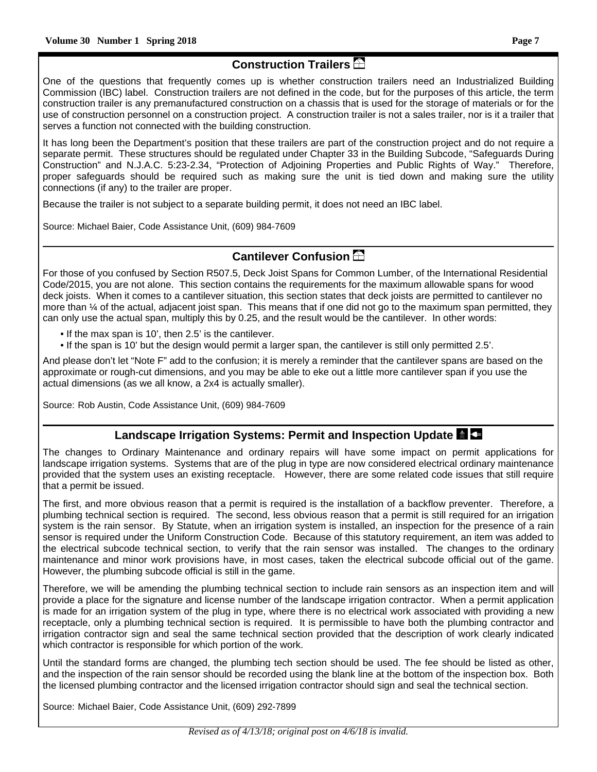## Construction Trailers

One of the questions that frequently comes up is whether construction trailers need an Industrialized Building Commission (IBC) label. Construction trailers are not defined in the code, but for the purposes of this article, the term construction trailer is any premanufactured construction on a chassis that is used for the storage of materials or for the use of construction personnel on a construction project. A construction trailer is not a sales trailer, nor is it a trailer that serves a function not connected with the building construction.

It has long been the Department's position that these trailers are part of the construction project and do not require a separate permit. These structures should be regulated under Chapter 33 in the Building Subcode, "Safeguards During Construction" and N.J.A.C. 5:23-2.34, "Protection of Adjoining Properties and Public Rights of Way." Therefore, proper safeguards should be required such as making sure the unit is tied down and making sure the utility connections (if any) to the trailer are proper.

Because the trailer is not subject to a separate building permit, it does not need an IBC label.

Source: Michael Baier, Code Assistance Unit, (609) 984-7609

## Cantilever Confusion

For those of you confused by Section R507.5, Deck Joist Spans for Common Lumber, of the International Residential Code/2015, you are not alone. This section contains the requirements for the maximum allowable spans for wood deck joists. When it comes to a cantilever situation, this section states that deck joists are permitted to cantilever no more than ¼ of the actual, adjacent joist span. This means that if one did not go to the maximum span permitted, they can only use the actual span, multiply this by 0.25, and the result would be the cantilever. In other words:

- If the max span is 10', then 2.5' is the cantilever.
- If the span is 10' but the design would permit a larger span, the cantilever is still only permitted 2.5'.

And please don't let "Note F" add to the confusion; it is merely a reminder that the cantilever spans are based on the approximate or rough-cut dimensions, and you may be able to eke out a little more cantilever span if you use the actual dimensions (as we all know, a 2x4 is actually smaller).

Source: Rob Austin, Code Assistance Unit, (609) 984-7609

## Landscape Irrigation Systems: Permit and Inspection Update

The changes to Ordinary Maintenance and ordinary repairs will have some impact on permit applications for landscape irrigation systems. Systems that are of the plug in type are now considered electrical ordinary maintenance provided that the system uses an existing receptacle. However, there are some related code issues that still require that a permit be issued.

The first, and more obvious reason that a permit is required is the installation of a backflow preventer. Therefore, a plumbing technical section is required. The second, less obvious reason that a permit is still required for an irrigation system is the rain sensor. By Statute, when an irrigation system is installed, an inspection for the presence of a rain sensor is required under the Uniform Construction Code. Because of this statutory requirement, an item was added to the electrical subcode technical section, to verify that the rain sensor was installed. The changes to the ordinary maintenance and minor work provisions have, in most cases, taken the electrical subcode official out of the game. However, the plumbing subcode official is still in the game.

Therefore, we will be amending the plumbing technical section to include rain sensors as an inspection item and will provide a place for the signature and license number of the landscape irrigation contractor. When a permit application is made for an irrigation system of the plug in type, where there is no electrical work associated with providing a new receptacle, only a plumbing technical section is required. It is permissible to have both the plumbing contractor and irrigation contractor sign and seal the same technical section provided that the description of work clearly indicated which contractor is responsible for which portion of the work.

Until the standard forms are changed, the plumbing tech section should be used. The fee should be listed as other, and the inspection of the rain sensor should be recorded using the blank line at the bottom of the inspection box. Both the licensed plumbing contractor and the licensed irrigation contractor should sign and seal the technical section.

Source: Michael Baier, Code Assistance Unit, (609) 292-7899

*Revised as of 4/13/18; original post on 4/6/18 is invalid.*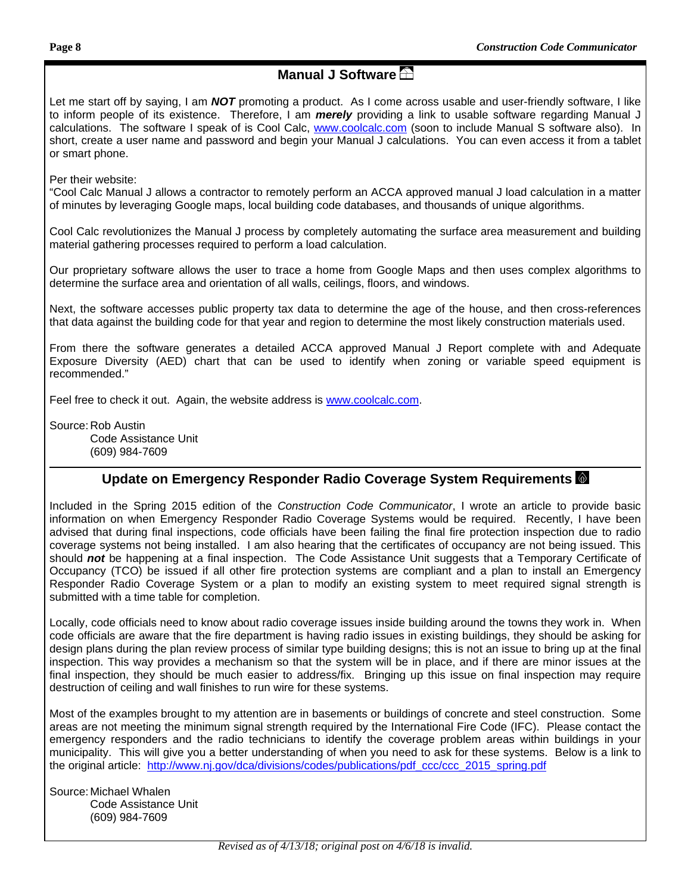## Manual J Software

Let me start off by saying, I am ***NOT*** promoting a product. As I come across usable and user-friendly software, I like to inform people of its existence. Therefore, I am ***merely*** providing a link to usable software regarding Manual J calculations. The software I speak of is Cool Calc, www.coolcalc.com (soon to include Manual S software also). In short, create a user name and password and begin your Manual J calculations. You can even access it from a tablet or smart phone.

Per their website:
"Cool Calc Manual J allows a contractor to remotely perform an ACCA approved manual J load calculation in a matter of minutes by leveraging Google maps, local building code databases, and thousands of unique algorithms.

Cool Calc revolutionizes the Manual J process by completely automating the surface area measurement and building material gathering processes required to perform a load calculation.

Our proprietary software allows the user to trace a home from Google Maps and then uses complex algorithms to determine the surface area and orientation of all walls, ceilings, floors, and windows.

Next, the software accesses public property tax data to determine the age of the house, and then cross-references that data against the building code for that year and region to determine the most likely construction materials used.

From there the software generates a detailed ACCA approved Manual J Report complete with and Adequate Exposure Diversity (AED) chart that can be used to identify when zoning or variable speed equipment is recommended."

Feel free to check it out. Again, the website address is www.coolcalc.com.

Source: Rob Austin
Code Assistance Unit
(609) 984-7609

---

## Update on Emergency Responder Radio Coverage System Requirements

Included in the Spring 2015 edition of the *Construction Code Communicator*, I wrote an article to provide basic information on when Emergency Responder Radio Coverage Systems would be required. Recently, I have been advised that during final inspections, code officials have been failing the final fire protection inspection due to radio coverage systems not being installed. I am also hearing that the certificates of occupancy are not being issued. This should ***not*** be happening at a final inspection. The Code Assistance Unit suggests that a Temporary Certificate of Occupancy (TCO) be issued if all other fire protection systems are compliant and a plan to install an Emergency Responder Radio Coverage System or a plan to modify an existing system to meet required signal strength is submitted with a time table for completion.

Locally, code officials need to know about radio coverage issues inside building around the towns they work in. When code officials are aware that the fire department is having radio issues in existing buildings, they should be asking for design plans during the plan review process of similar type building designs; this is not an issue to bring up at the final inspection. This way provides a mechanism so that the system will be in place, and if there are minor issues at the final inspection, they should be much easier to address/fix. Bringing up this issue on final inspection may require destruction of ceiling and wall finishes to run wire for these systems.

Most of the examples brought to my attention are in basements or buildings of concrete and steel construction. Some areas are not meeting the minimum signal strength required by the International Fire Code (IFC). Please contact the emergency responders and the radio technicians to identify the coverage problem areas within buildings in your municipality. This will give you a better understanding of when you need to ask for these systems. Below is a link to the original article: http://www.nj.gov/dca/divisions/codes/publications/pdf_ccc/ccc_2015_spring.pdf

Source: Michael Whalen
Code Assistance Unit
(609) 984-7609

*Revised as of 4/13/18; original post on 4/6/18 is invalid.*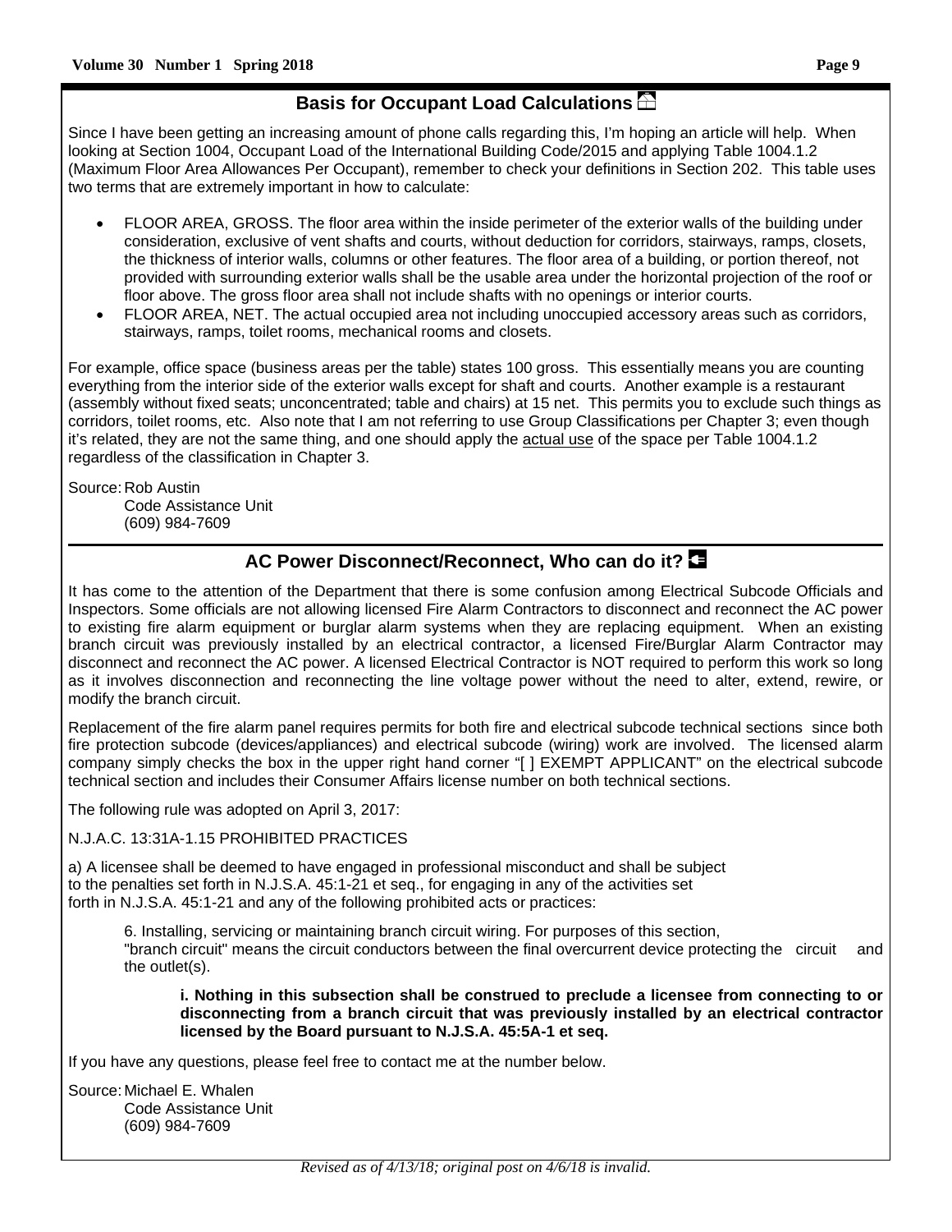## Basis for Occupant Load Calculations

Since I have been getting an increasing amount of phone calls regarding this, I'm hoping an article will help. When looking at Section 1004, Occupant Load of the International Building Code/2015 and applying Table 1004.1.2 (Maximum Floor Area Allowances Per Occupant), remember to check your definitions in Section 202. This table uses two terms that are extremely important in how to calculate:

- FLOOR AREA, GROSS. The floor area within the inside perimeter of the exterior walls of the building under consideration, exclusive of vent shafts and courts, without deduction for corridors, stairways, ramps, closets, the thickness of interior walls, columns or other features. The floor area of a building, or portion thereof, not provided with surrounding exterior walls shall be the usable area under the horizontal projection of the roof or floor above. The gross floor area shall not include shafts with no openings or interior courts.
- FLOOR AREA, NET. The actual occupied area not including unoccupied accessory areas such as corridors, stairways, ramps, toilet rooms, mechanical rooms and closets.

For example, office space (business areas per the table) states 100 gross. This essentially means you are counting everything from the interior side of the exterior walls except for shaft and courts. Another example is a restaurant (assembly without fixed seats; unconcentrated; table and chairs) at 15 net. This permits you to exclude such things as corridors, toilet rooms, etc. Also note that I am not referring to use Group Classifications per Chapter 3; even though it's related, they are not the same thing, and one should apply the <u>actual use</u> of the space per Table 1004.1.2 regardless of the classification in Chapter 3.

Source: Rob Austin
Code Assistance Unit
(609) 984-7609

## AC Power Disconnect/Reconnect, Who can do it?

It has come to the attention of the Department that there is some confusion among Electrical Subcode Officials and Inspectors. Some officials are not allowing licensed Fire Alarm Contractors to disconnect and reconnect the AC power to existing fire alarm equipment or burglar alarm systems when they are replacing equipment. When an existing branch circuit was previously installed by an electrical contractor, a licensed Fire/Burglar Alarm Contractor may disconnect and reconnect the AC power. A licensed Electrical Contractor is NOT required to perform this work so long as it involves disconnection and reconnecting the line voltage power without the need to alter, extend, rewire, or modify the branch circuit.

Replacement of the fire alarm panel requires permits for both fire and electrical subcode technical sections since both fire protection subcode (devices/appliances) and electrical subcode (wiring) work are involved. The licensed alarm company simply checks the box in the upper right hand corner "[ ] EXEMPT APPLICANT" on the electrical subcode technical section and includes their Consumer Affairs license number on both technical sections.

The following rule was adopted on April 3, 2017:

N.J.A.C. 13:31A-1.15 PROHIBITED PRACTICES

a) A licensee shall be deemed to have engaged in professional misconduct and shall be subject to the penalties set forth in N.J.S.A. 45:1-21 et seq., for engaging in any of the activities set forth in N.J.S.A. 45:1-21 and any of the following prohibited acts or practices:

> 6. Installing, servicing or maintaining branch circuit wiring. For purposes of this section, "branch circuit" means the circuit conductors between the final overcurrent device protecting the circuit and the outlet(s).
>
> > **i. Nothing in this subsection shall be construed to preclude a licensee from connecting to or disconnecting from a branch circuit that was previously installed by an electrical contractor licensed by the Board pursuant to N.J.S.A. 45:5A-1 et seq.**

If you have any questions, please feel free to contact me at the number below.

Source: Michael E. Whalen
Code Assistance Unit
(609) 984-7609

*Revised as of 4/13/18; original post on 4/6/18 is invalid.*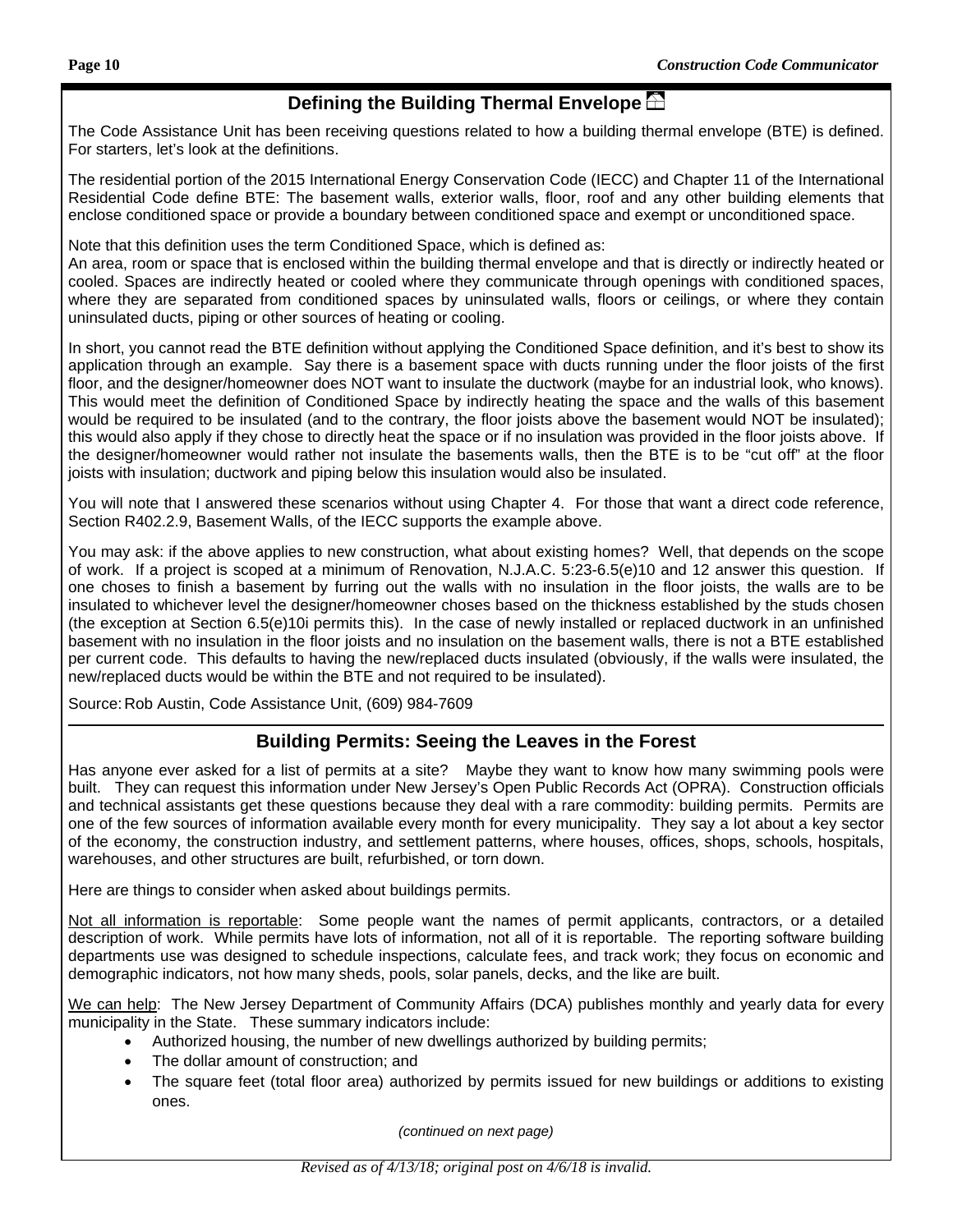## Defining the Building Thermal Envelope

The Code Assistance Unit has been receiving questions related to how a building thermal envelope (BTE) is defined. For starters, let's look at the definitions.

The residential portion of the 2015 International Energy Conservation Code (IECC) and Chapter 11 of the International Residential Code define BTE: The basement walls, exterior walls, floor, roof and any other building elements that enclose conditioned space or provide a boundary between conditioned space and exempt or unconditioned space.

Note that this definition uses the term Conditioned Space, which is defined as:
An area, room or space that is enclosed within the building thermal envelope and that is directly or indirectly heated or cooled. Spaces are indirectly heated or cooled where they communicate through openings with conditioned spaces, where they are separated from conditioned spaces by uninsulated walls, floors or ceilings, or where they contain uninsulated ducts, piping or other sources of heating or cooling.

In short, you cannot read the BTE definition without applying the Conditioned Space definition, and it's best to show its application through an example. Say there is a basement space with ducts running under the floor joists of the first floor, and the designer/homeowner does NOT want to insulate the ductwork (maybe for an industrial look, who knows). This would meet the definition of Conditioned Space by indirectly heating the space and the walls of this basement would be required to be insulated (and to the contrary, the floor joists above the basement would NOT be insulated); this would also apply if they chose to directly heat the space or if no insulation was provided in the floor joists above. If the designer/homeowner would rather not insulate the basements walls, then the BTE is to be "cut off" at the floor joists with insulation; ductwork and piping below this insulation would also be insulated.

You will note that I answered these scenarios without using Chapter 4. For those that want a direct code reference, Section R402.2.9, Basement Walls, of the IECC supports the example above.

You may ask: if the above applies to new construction, what about existing homes? Well, that depends on the scope of work. If a project is scoped at a minimum of Renovation, N.J.A.C. 5:23-6.5(e)10 and 12 answer this question. If one choses to finish a basement by furring out the walls with no insulation in the floor joists, the walls are to be insulated to whichever level the designer/homeowner choses based on the thickness established by the studs chosen (the exception at Section 6.5(e)10i permits this). In the case of newly installed or replaced ductwork in an unfinished basement with no insulation in the floor joists and no insulation on the basement walls, there is not a BTE established per current code. This defaults to having the new/replaced ducts insulated (obviously, if the walls were insulated, the new/replaced ducts would be within the BTE and not required to be insulated).

Source: Rob Austin, Code Assistance Unit, (609) 984-7609

## Building Permits: Seeing the Leaves in the Forest

Has anyone ever asked for a list of permits at a site? Maybe they want to know how many swimming pools were built. They can request this information under New Jersey's Open Public Records Act (OPRA). Construction officials and technical assistants get these questions because they deal with a rare commodity: building permits. Permits are one of the few sources of information available every month for every municipality. They say a lot about a key sector of the economy, the construction industry, and settlement patterns, where houses, offices, shops, schools, hospitals, warehouses, and other structures are built, refurbished, or torn down.

Here are things to consider when asked about buildings permits.

Not all information is reportable: Some people want the names of permit applicants, contractors, or a detailed description of work. While permits have lots of information, not all of it is reportable. The reporting software building departments use was designed to schedule inspections, calculate fees, and track work; they focus on economic and demographic indicators, not how many sheds, pools, solar panels, decks, and the like are built.

We can help: The New Jersey Department of Community Affairs (DCA) publishes monthly and yearly data for every municipality in the State. These summary indicators include:

- Authorized housing, the number of new dwellings authorized by building permits;
- The dollar amount of construction; and
- The square feet (total floor area) authorized by permits issued for new buildings or additions to existing ones.

*(continued on next page)*

*Revised as of 4/13/18; original post on 4/6/18 is invalid.*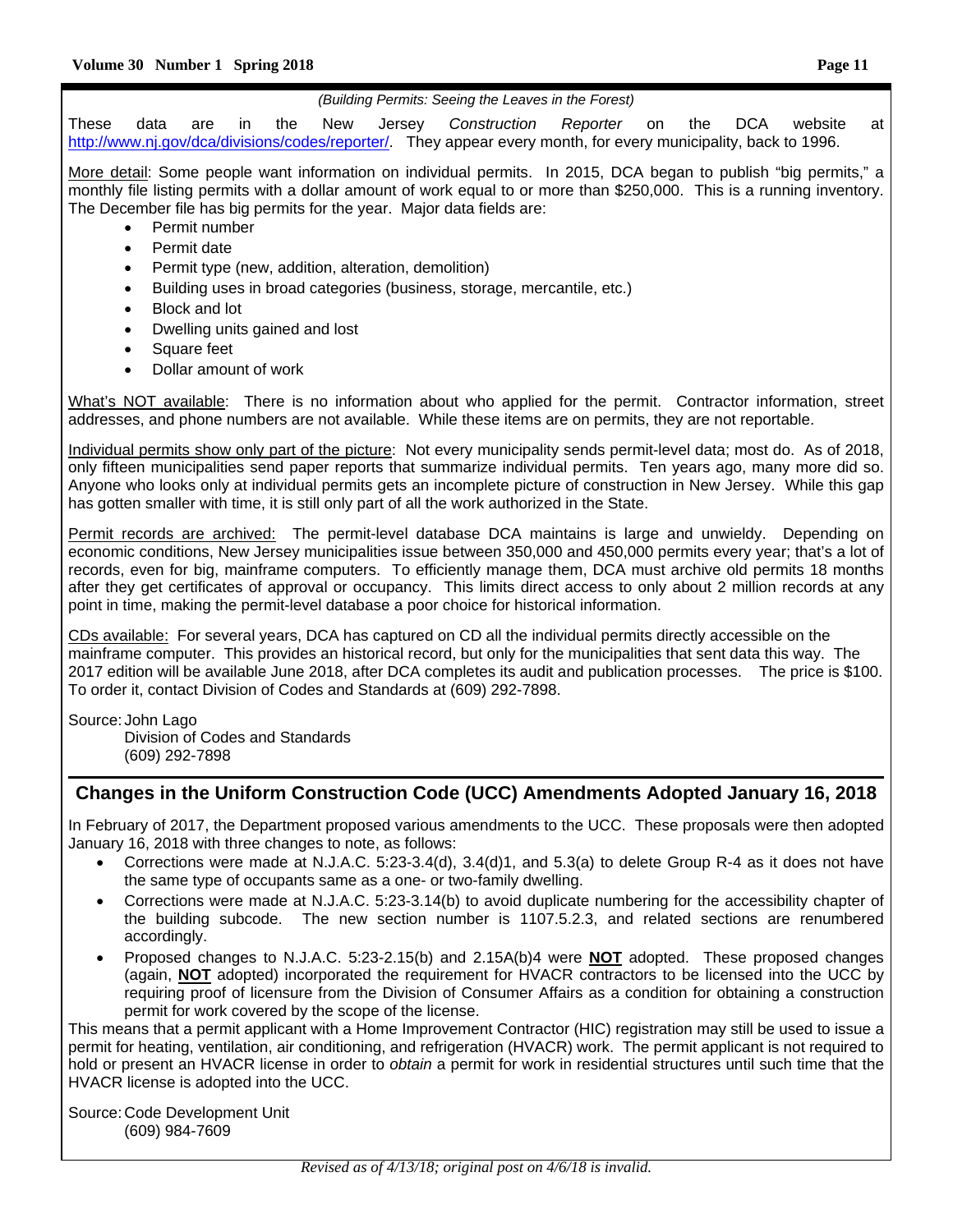*(Building Permits: Seeing the Leaves in the Forest)*

These data are in the New Jersey *Construction Reporter* on the DCA website at http://www.nj.gov/dca/divisions/codes/reporter/. They appear every month, for every municipality, back to 1996.

More detail: Some people want information on individual permits. In 2015, DCA began to publish "big permits," a monthly file listing permits with a dollar amount of work equal to or more than $250,000. This is a running inventory. The December file has big permits for the year. Major data fields are:

- Permit number
- Permit date
- Permit type (new, addition, alteration, demolition)
- Building uses in broad categories (business, storage, mercantile, etc.)
- Block and lot
- Dwelling units gained and lost
- Square feet
- Dollar amount of work

What's NOT available: There is no information about who applied for the permit. Contractor information, street addresses, and phone numbers are not available. While these items are on permits, they are not reportable.

Individual permits show only part of the picture: Not every municipality sends permit-level data; most do. As of 2018, only fifteen municipalities send paper reports that summarize individual permits. Ten years ago, many more did so. Anyone who looks only at individual permits gets an incomplete picture of construction in New Jersey. While this gap has gotten smaller with time, it is still only part of all the work authorized in the State.

Permit records are archived: The permit-level database DCA maintains is large and unwieldy. Depending on economic conditions, New Jersey municipalities issue between 350,000 and 450,000 permits every year; that's a lot of records, even for big, mainframe computers. To efficiently manage them, DCA must archive old permits 18 months after they get certificates of approval or occupancy. This limits direct access to only about 2 million records at any point in time, making the permit-level database a poor choice for historical information.

CDs available: For several years, DCA has captured on CD all the individual permits directly accessible on the mainframe computer. This provides an historical record, but only for the municipalities that sent data this way. The 2017 edition will be available June 2018, after DCA completes its audit and publication processes. The price is $100. To order it, contact Division of Codes and Standards at (609) 292-7898.

Source: John Lago
Division of Codes and Standards
(609) 292-7898

## Changes in the Uniform Construction Code (UCC) Amendments Adopted January 16, 2018

In February of 2017, the Department proposed various amendments to the UCC. These proposals were then adopted January 16, 2018 with three changes to note, as follows:

- Corrections were made at N.J.A.C. 5:23-3.4(d), 3.4(d)1, and 5.3(a) to delete Group R-4 as it does not have the same type of occupants same as a one- or two-family dwelling.
- Corrections were made at N.J.A.C. 5:23-3.14(b) to avoid duplicate numbering for the accessibility chapter of the building subcode. The new section number is 1107.5.2.3, and related sections are renumbered accordingly.
- Proposed changes to N.J.A.C. 5:23-2.15(b) and 2.15A(b)4 were **NOT** adopted. These proposed changes (again, **NOT** adopted) incorporated the requirement for HVACR contractors to be licensed into the UCC by requiring proof of licensure from the Division of Consumer Affairs as a condition for obtaining a construction permit for work covered by the scope of the license.

This means that a permit applicant with a Home Improvement Contractor (HIC) registration may still be used to issue a permit for heating, ventilation, air conditioning, and refrigeration (HVACR) work. The permit applicant is not required to hold or present an HVACR license in order to *obtain* a permit for work in residential structures until such time that the HVACR license is adopted into the UCC.

Source: Code Development Unit
(609) 984-7609

*Revised as of 4/13/18; original post on 4/6/18 is invalid.*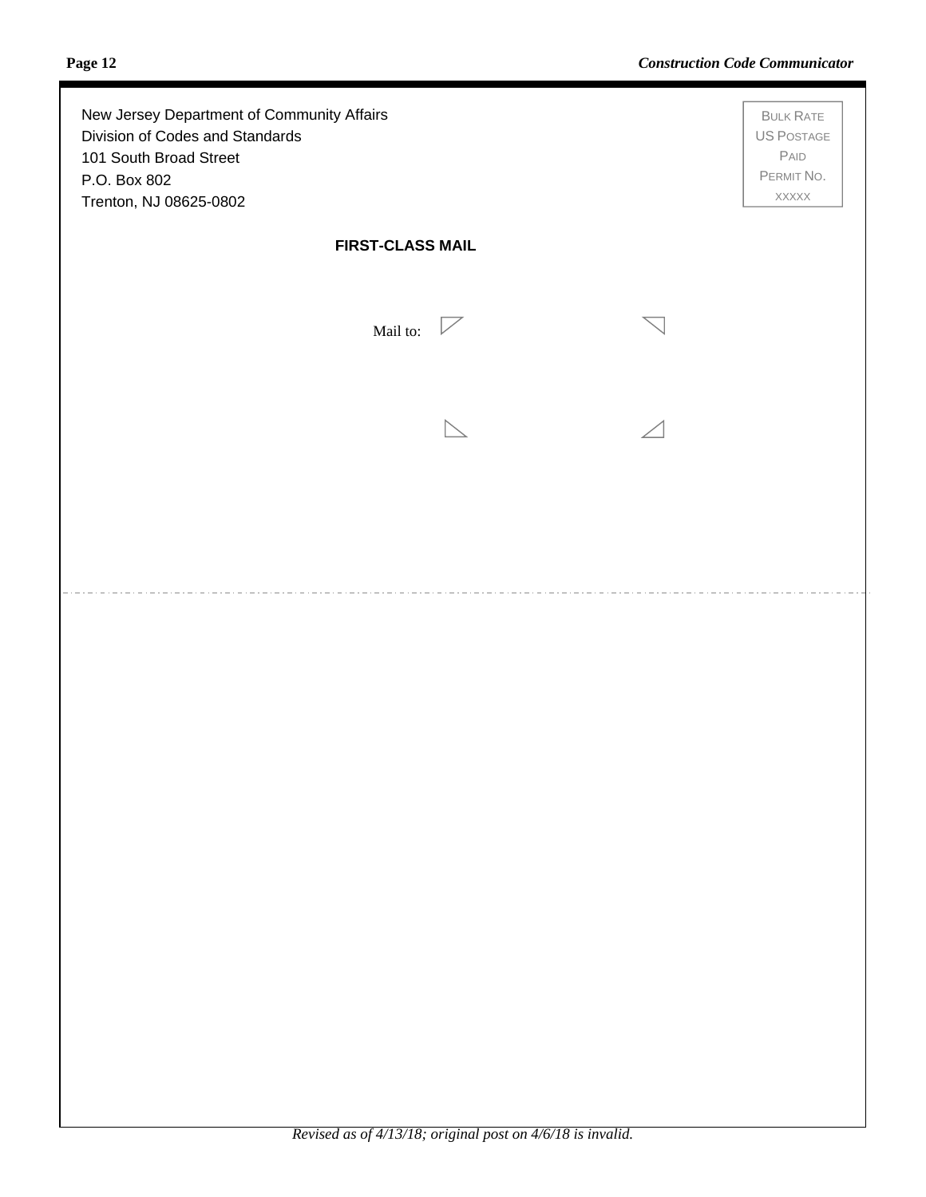New Jersey Department of Community Affairs
Division of Codes and Standards
101 South Broad Street
P.O. Box 802
Trenton, NJ 08625-0802

BULK RATE
US POSTAGE
PAID
PERMIT NO.
XXXXX

**FIRST-CLASS MAIL**

Mail to:

*Revised as of 4/13/18; original post on 4/6/18 is invalid.*